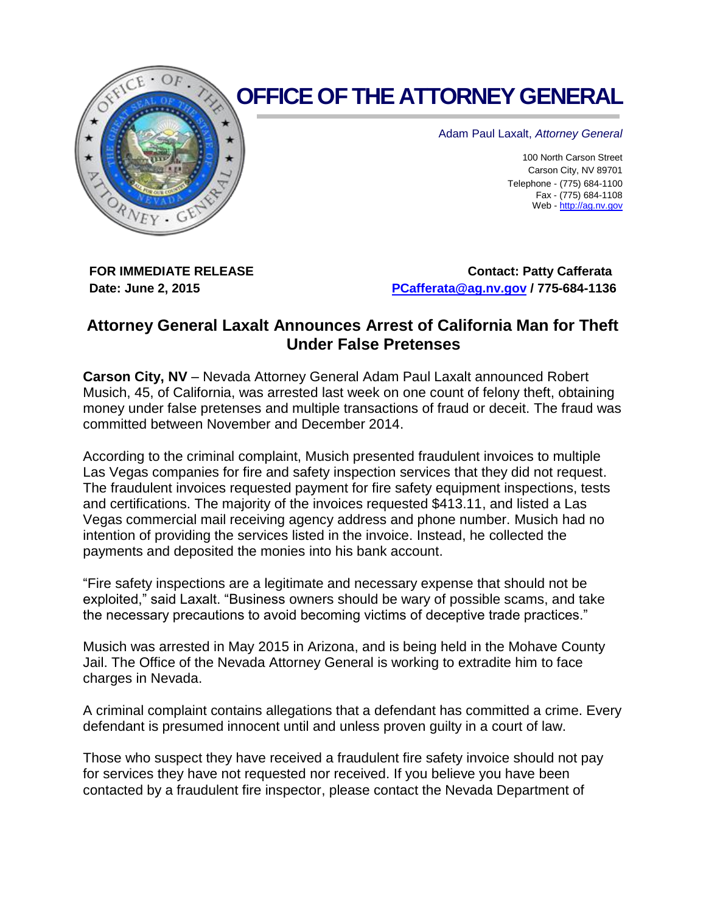# OFFICE OF THE ATTORNEY GENERAL

Adam Paul Laxalt, *Attorney General*

100 North Carson Street
Carson City, NV 89701
Telephone - (775) 684-1100
Fax - (775) 684-1108
Web - http://ag.nv.gov

**FOR IMMEDIATE RELEASE**
**Date: June 2, 2015**

**Contact: Patty Cafferata**
**PCafferata@ag.nv.gov / 775-684-1136**

## Attorney General Laxalt Announces Arrest of California Man for Theft Under False Pretenses

**Carson City, NV** – Nevada Attorney General Adam Paul Laxalt announced Robert Musich, 45, of California, was arrested last week on one count of felony theft, obtaining money under false pretenses and multiple transactions of fraud or deceit. The fraud was committed between November and December 2014.

According to the criminal complaint, Musich presented fraudulent invoices to multiple Las Vegas companies for fire and safety inspection services that they did not request. The fraudulent invoices requested payment for fire safety equipment inspections, tests and certifications. The majority of the invoices requested $413.11, and listed a Las Vegas commercial mail receiving agency address and phone number. Musich had no intention of providing the services listed in the invoice. Instead, he collected the payments and deposited the monies into his bank account.

"Fire safety inspections are a legitimate and necessary expense that should not be exploited," said Laxalt. "Business owners should be wary of possible scams, and take the necessary precautions to avoid becoming victims of deceptive trade practices."

Musich was arrested in May 2015 in Arizona, and is being held in the Mohave County Jail. The Office of the Nevada Attorney General is working to extradite him to face charges in Nevada.

A criminal complaint contains allegations that a defendant has committed a crime. Every defendant is presumed innocent until and unless proven guilty in a court of law.

Those who suspect they have received a fraudulent fire safety invoice should not pay for services they have not requested nor received. If you believe you have been contacted by a fraudulent fire inspector, please contact the Nevada Department of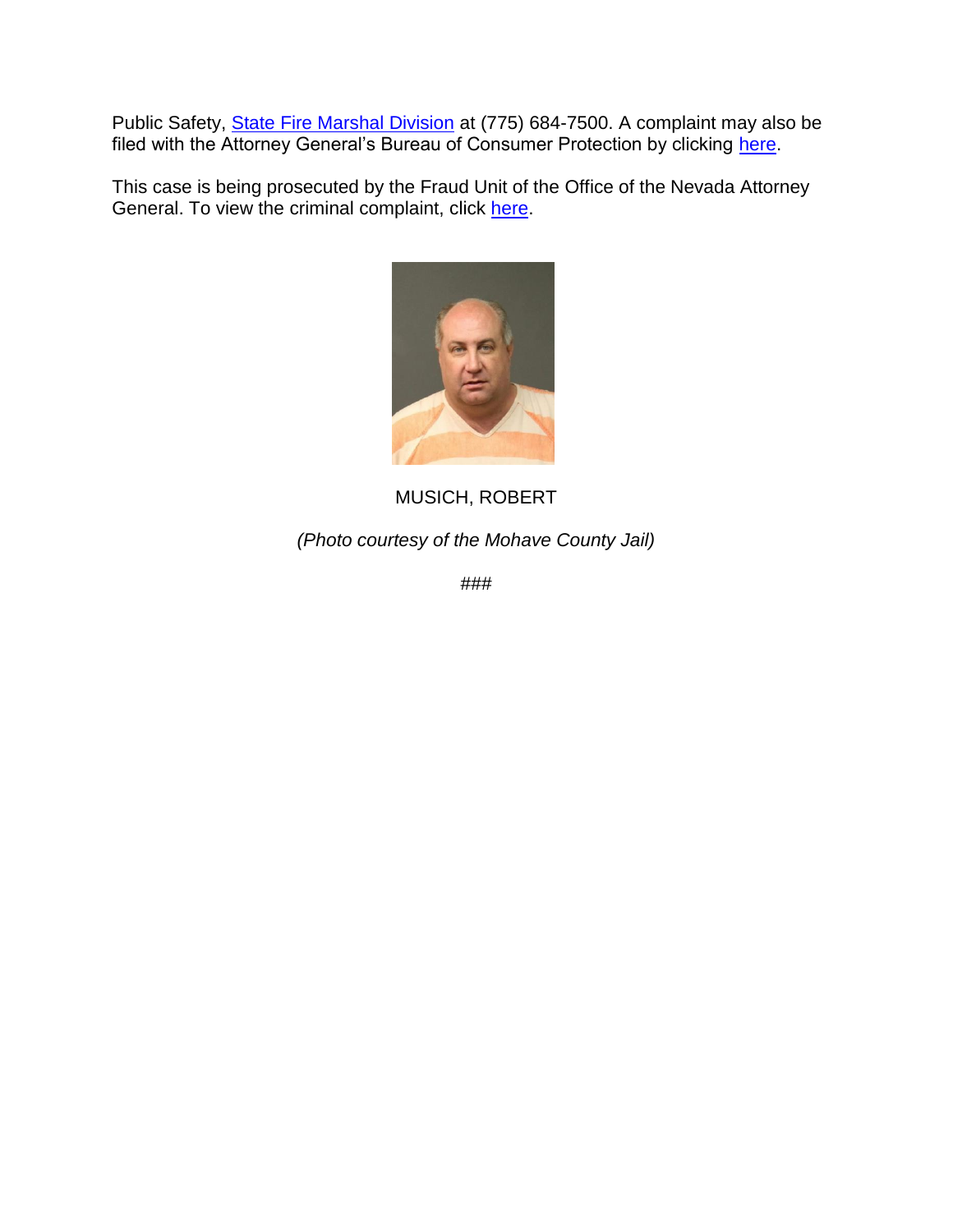Public Safety, State Fire Marshal Division at (775) 684-7500. A complaint may also be filed with the Attorney General's Bureau of Consumer Protection by clicking here.

This case is being prosecuted by the Fraud Unit of the Office of the Nevada Attorney General. To view the criminal complaint, click here.

MUSICH, ROBERT

*(Photo courtesy of the Mohave County Jail)*

###